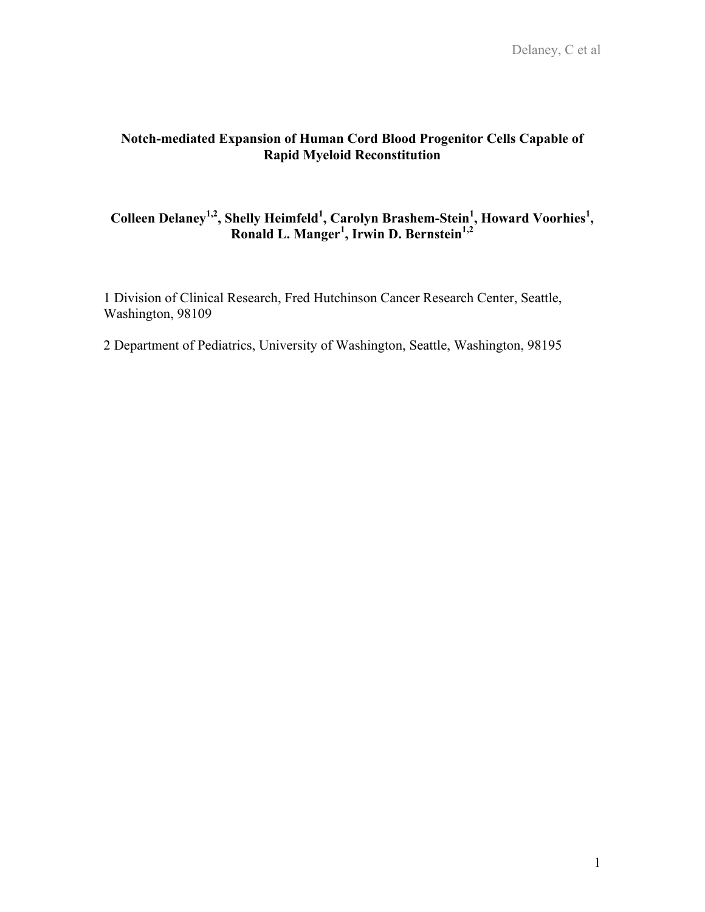# Notch-mediated Expansion of Human Cord Blood Progenitor Cells Capable of Rapid Myeloid Reconstitution

**Colleen Delaney[1,2], Shelly Heimfeld[1], Carolyn Brashem-Stein[1], Howard Voorhies[1], Ronald L. Manger[1], Irwin D. Bernstein[1,2]**

1 Division of Clinical Research, Fred Hutchinson Cancer Research Center, Seattle, Washington, 98109

2 Department of Pediatrics, University of Washington, Seattle, Washington, 98195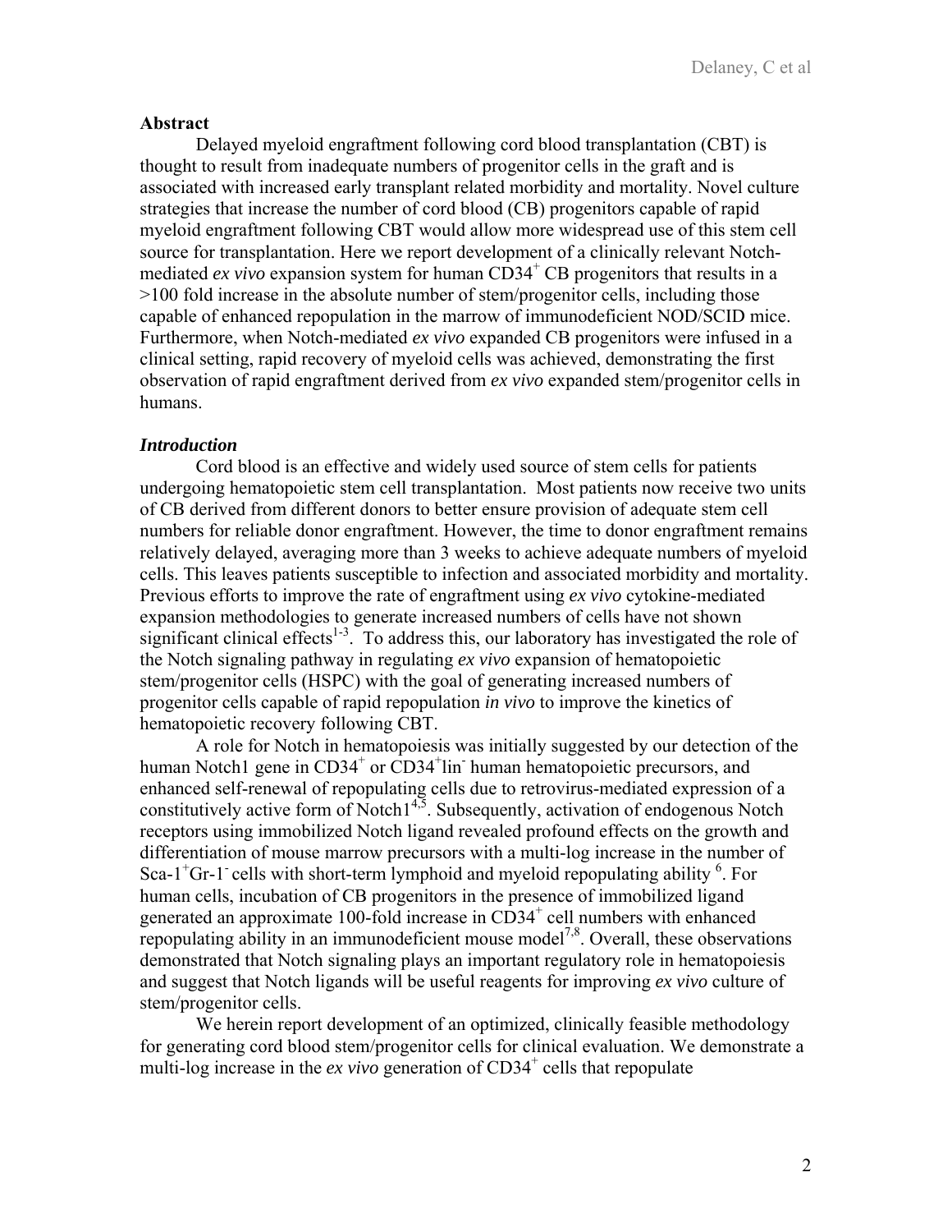**Abstract**

Delayed myeloid engraftment following cord blood transplantation (CBT) is thought to result from inadequate numbers of progenitor cells in the graft and is associated with increased early transplant related morbidity and mortality. Novel culture strategies that increase the number of cord blood (CB) progenitors capable of rapid myeloid engraftment following CBT would allow more widespread use of this stem cell source for transplantation. Here we report development of a clinically relevant Notch-mediated *ex vivo* expansion system for human $CD34^+$ CB progenitors that results in a >100 fold increase in the absolute number of stem/progenitor cells, including those capable of enhanced repopulation in the marrow of immunodeficient NOD/SCID mice. Furthermore, when Notch-mediated *ex vivo* expanded CB progenitors were infused in a clinical setting, rapid recovery of myeloid cells was achieved, demonstrating the first observation of rapid engraftment derived from *ex vivo* expanded stem/progenitor cells in humans.

***Introduction***

Cord blood is an effective and widely used source of stem cells for patients undergoing hematopoietic stem cell transplantation. Most patients now receive two units of CB derived from different donors to better ensure provision of adequate stem cell numbers for reliable donor engraftment. However, the time to donor engraftment remains relatively delayed, averaging more than 3 weeks to achieve adequate numbers of myeloid cells. This leaves patients susceptible to infection and associated morbidity and mortality. Previous efforts to improve the rate of engraftment using *ex vivo* cytokine-mediated expansion methodologies to generate increased numbers of cells have not shown significant clinical effects[1-3]. To address this, our laboratory has investigated the role of the Notch signaling pathway in regulating *ex vivo* expansion of hematopoietic stem/progenitor cells (HSPC) with the goal of generating increased numbers of progenitor cells capable of rapid repopulation *in vivo* to improve the kinetics of hematopoietic recovery following CBT.

A role for Notch in hematopoiesis was initially suggested by our detection of the human Notch1 gene in $CD34^+$ or $CD34^+lin^-$ human hematopoietic precursors, and enhanced self-renewal of repopulating cells due to retrovirus-mediated expression of a constitutively active form of Notch1[4,5]. Subsequently, activation of endogenous Notch receptors using immobilized Notch ligand revealed profound effects on the growth and differentiation of mouse marrow precursors with a multi-log increase in the number of $Sca\text{-}1^+Gr\text{-}1^-$ cells with short-term lymphoid and myeloid repopulating ability [6]. For human cells, incubation of CB progenitors in the presence of immobilized ligand generated an approximate 100-fold increase in $CD34^+$ cell numbers with enhanced repopulating ability in an immunodeficient mouse model[7,8]. Overall, these observations demonstrated that Notch signaling plays an important regulatory role in hematopoiesis and suggest that Notch ligands will be useful reagents for improving *ex vivo* culture of stem/progenitor cells.

We herein report development of an optimized, clinically feasible methodology for generating cord blood stem/progenitor cells for clinical evaluation. We demonstrate a multi-log increase in the *ex vivo* generation of $CD34^+$ cells that repopulate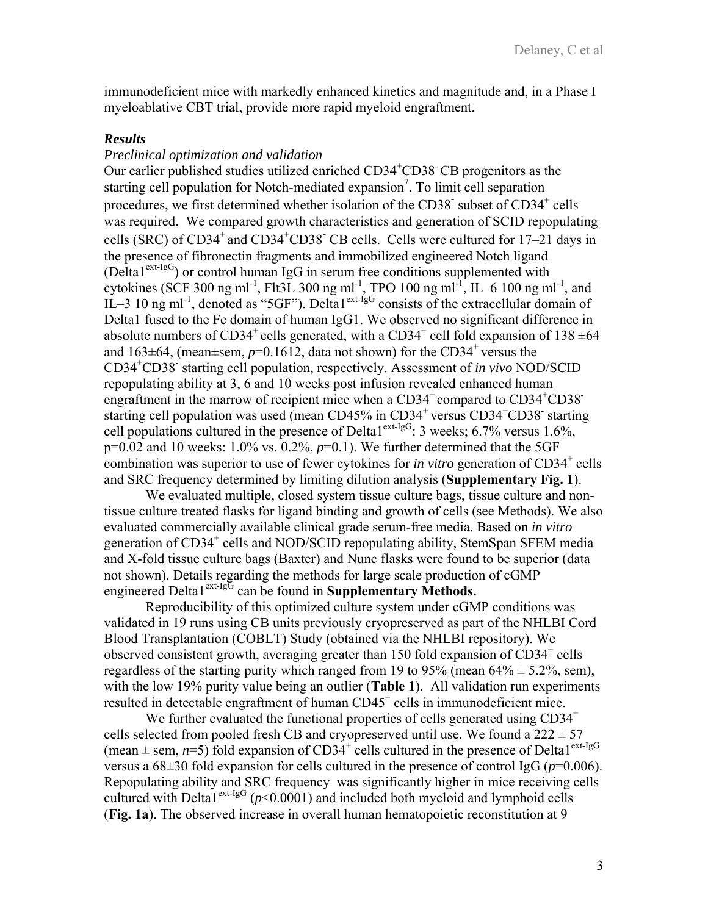immunodeficient mice with markedly enhanced kinetics and magnitude and, in a Phase I myeloablative CBT trial, provide more rapid myeloid engraftment.

### *Results*

*Preclinical optimization and validation*

Our earlier published studies utilized enriched $CD34^+CD38^-$ CB progenitors as the starting cell population for Notch-mediated expansion[7]. To limit cell separation procedures, we first determined whether isolation of the $CD38^-$ subset of $CD34^+$ cells was required. We compared growth characteristics and generation of SCID repopulating cells (SRC) of $CD34^+$ and $CD34^+CD38^-$ CB cells. Cells were cultured for 17–21 days in the presence of fibronectin fragments and immobilized engineered Notch ligand ($Delta1^{ext\text{-}IgG}$) or control human IgG in serum free conditions supplemented with cytokines (SCF 300 ng $ml^{-1}$, Flt3L 300 ng $ml^{-1}$, TPO 100 ng $ml^{-1}$, IL–6 100 ng $ml^{-1}$, and IL–3 10 ng $ml^{-1}$, denoted as "5GF"). $Delta1^{ext\text{-}IgG}$ consists of the extracellular domain of Delta1 fused to the Fc domain of human IgG1. We observed no significant difference in absolute numbers of $CD34^+$ cells generated, with a $CD34^+$ cell fold expansion of 138 ±64 and 163±64, (mean±sem, $p$=0.1612, data not shown) for the $CD34^+$ versus the $CD34^+CD38^-$ starting cell population, respectively. Assessment of *in vivo* NOD/SCID repopulating ability at 3, 6 and 10 weeks post infusion revealed enhanced human engraftment in the marrow of recipient mice when a $CD34^+$ compared to $CD34^+CD38^-$ starting cell population was used (mean CD45% in $CD34^+$ versus $CD34^+CD38^-$ starting cell populations cultured in the presence of $Delta1^{ext\text{-}IgG}$: 3 weeks; 6.7% versus 1.6%, p=0.02 and 10 weeks: 1.0% vs. 0.2%, $p$=0.1). We further determined that the 5GF combination was superior to use of fewer cytokines for *in vitro* generation of $CD34^+$ cells and SRC frequency determined by limiting dilution analysis (**Supplementary Fig. 1**).

We evaluated multiple, closed system tissue culture bags, tissue culture and non-tissue culture treated flasks for ligand binding and growth of cells (see Methods). We also evaluated commercially available clinical grade serum-free media. Based on *in vitro* generation of $CD34^+$ cells and NOD/SCID repopulating ability, StemSpan SFEM media and X-fold tissue culture bags (Baxter) and Nunc flasks were found to be superior (data not shown). Details regarding the methods for large scale production of cGMP engineered $Delta1^{ext\text{-}IgG}$ can be found in **Supplementary Methods.**

Reproducibility of this optimized culture system under cGMP conditions was validated in 19 runs using CB units previously cryopreserved as part of the NHLBI Cord Blood Transplantation (COBLT) Study (obtained via the NHLBI repository). We observed consistent growth, averaging greater than 150 fold expansion of $CD34^+$ cells regardless of the starting purity which ranged from 19 to 95% (mean 64% ± 5.2%, sem), with the low 19% purity value being an outlier (**Table 1**). All validation run experiments resulted in detectable engraftment of human $CD45^+$ cells in immunodeficient mice.

We further evaluated the functional properties of cells generated using $CD34^+$ cells selected from pooled fresh CB and cryopreserved until use. We found a 222 ± 57 (mean ± sem, $n$=5) fold expansion of $CD34^+$ cells cultured in the presence of $Delta1^{ext\text{-}IgG}$ versus a 68±30 fold expansion for cells cultured in the presence of control IgG ($p$=0.006). Repopulating ability and SRC frequency was significantly higher in mice receiving cells cultured with $Delta1^{ext\text{-}IgG}$ ($p$<0.0001) and included both myeloid and lymphoid cells (**Fig. 1a**). The observed increase in overall human hematopoietic reconstitution at 9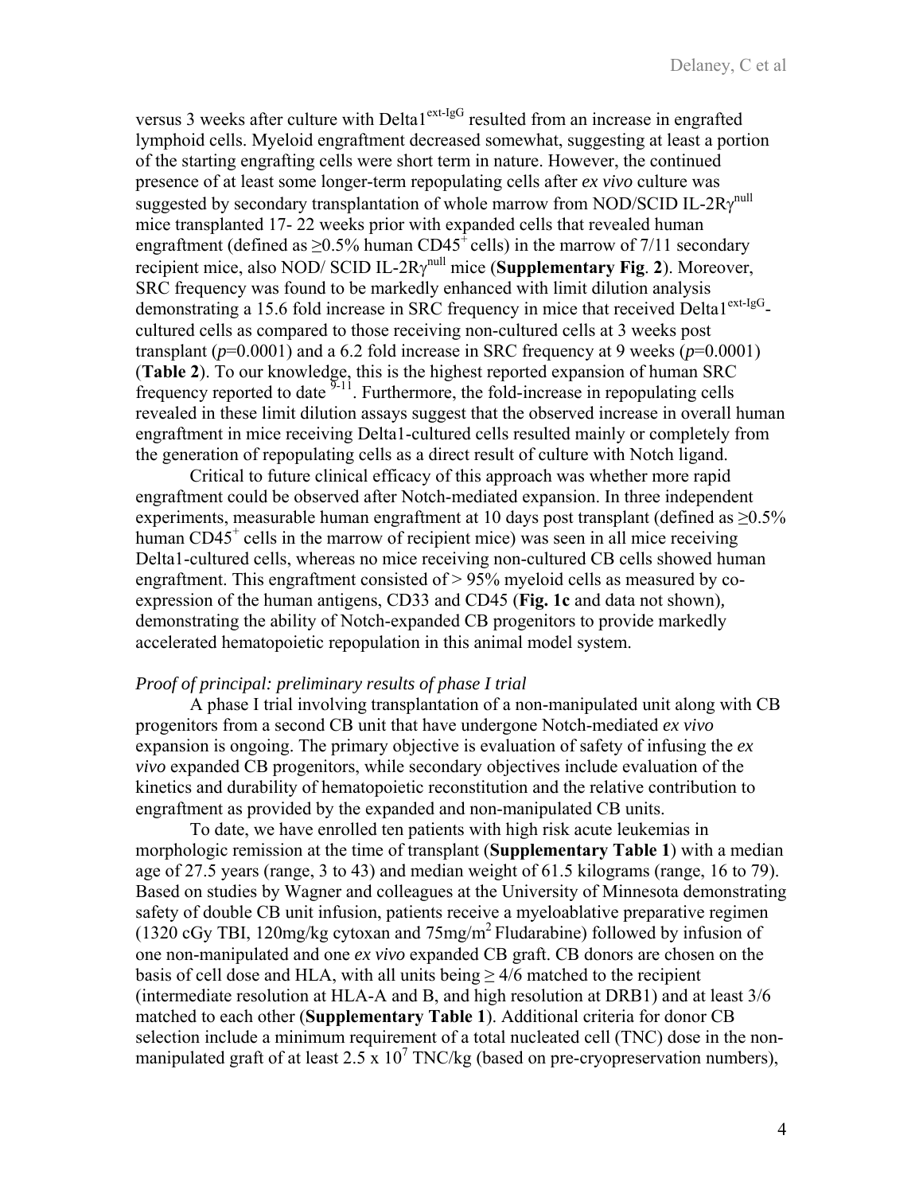versus 3 weeks after culture with Delta1$^{ext\text{-}IgG}$ resulted from an increase in engrafted lymphoid cells. Myeloid engraftment decreased somewhat, suggesting at least a portion of the starting engrafting cells were short term in nature. However, the continued presence of at least some longer-term repopulating cells after *ex vivo* culture was suggested by secondary transplantation of whole marrow from NOD/SCID IL-2R$\gamma^{null}$ mice transplanted 17- 22 weeks prior with expanded cells that revealed human engraftment (defined as $\geq$0.5% human CD45$^+$ cells) in the marrow of 7/11 secondary recipient mice, also NOD/ SCID IL-2R$\gamma^{null}$ mice (**Supplementary Fig**. **2**). Moreover, SRC frequency was found to be markedly enhanced with limit dilution analysis demonstrating a 15.6 fold increase in SRC frequency in mice that received Delta1$^{ext\text{-}IgG}$-cultured cells as compared to those receiving non-cultured cells at 3 weeks post transplant ($p$=0.0001) and a 6.2 fold increase in SRC frequency at 9 weeks ($p$=0.0001) (**Table 2**). To our knowledge, this is the highest reported expansion of human SRC frequency reported to date [9-11]. Furthermore, the fold-increase in repopulating cells revealed in these limit dilution assays suggest that the observed increase in overall human engraftment in mice receiving Delta1-cultured cells resulted mainly or completely from the generation of repopulating cells as a direct result of culture with Notch ligand.

Critical to future clinical efficacy of this approach was whether more rapid engraftment could be observed after Notch-mediated expansion. In three independent experiments, measurable human engraftment at 10 days post transplant (defined as $\geq$0.5% human CD45$^+$ cells in the marrow of recipient mice) was seen in all mice receiving Delta1-cultured cells, whereas no mice receiving non-cultured CB cells showed human engraftment. This engraftment consisted of > 95% myeloid cells as measured by co-expression of the human antigens, CD33 and CD45 (**Fig. 1c** and data not shown), demonstrating the ability of Notch-expanded CB progenitors to provide markedly accelerated hematopoietic repopulation in this animal model system.

*Proof of principal: preliminary results of phase I trial*

A phase I trial involving transplantation of a non-manipulated unit along with CB progenitors from a second CB unit that have undergone Notch-mediated *ex vivo* expansion is ongoing. The primary objective is evaluation of safety of infusing the *ex vivo* expanded CB progenitors, while secondary objectives include evaluation of the kinetics and durability of hematopoietic reconstitution and the relative contribution to engraftment as provided by the expanded and non-manipulated CB units.

To date, we have enrolled ten patients with high risk acute leukemias in morphologic remission at the time of transplant (**Supplementary Table 1**) with a median age of 27.5 years (range, 3 to 43) and median weight of 61.5 kilograms (range, 16 to 79). Based on studies by Wagner and colleagues at the University of Minnesota demonstrating safety of double CB unit infusion, patients receive a myeloablative preparative regimen (1320 cGy TBI, 120mg/kg cytoxan and 75mg/m$^2$ Fludarabine) followed by infusion of one non-manipulated and one *ex vivo* expanded CB graft. CB donors are chosen on the basis of cell dose and HLA, with all units being $\geq$ 4/6 matched to the recipient (intermediate resolution at HLA-A and B, and high resolution at DRB1) and at least 3/6 matched to each other (**Supplementary Table 1**). Additional criteria for donor CB selection include a minimum requirement of a total nucleated cell (TNC) dose in the non-manipulated graft of at least 2.5 x 10$^7$ TNC/kg (based on pre-cryopreservation numbers),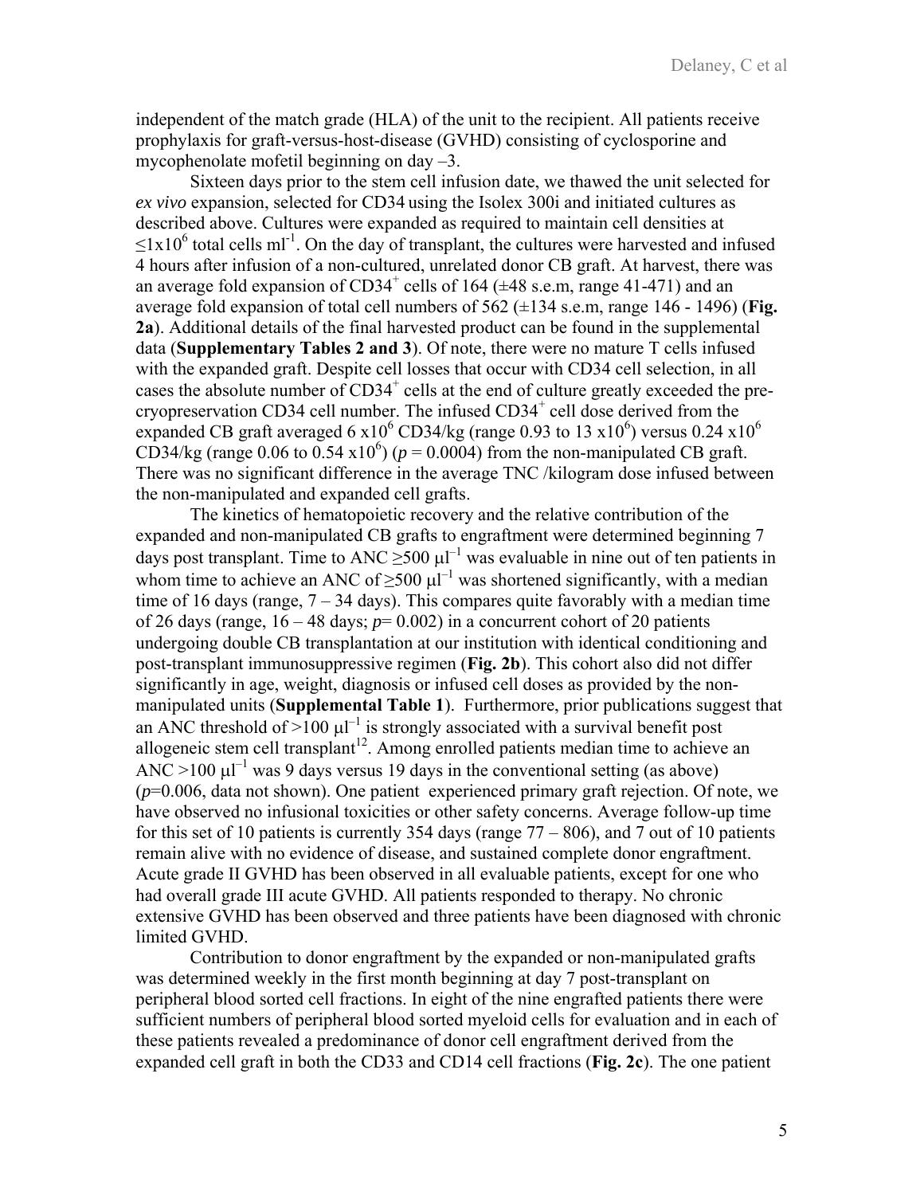independent of the match grade (HLA) of the unit to the recipient. All patients receive prophylaxis for graft-versus-host-disease (GVHD) consisting of cyclosporine and mycophenolate mofetil beginning on day –3.

Sixteen days prior to the stem cell infusion date, we thawed the unit selected for *ex vivo* expansion, selected for CD34 using the Isolex 300i and initiated cultures as described above. Cultures were expanded as required to maintain cell densities at $\leq 1 \times 10^6$ total cells $ml^{-1}$. On the day of transplant, the cultures were harvested and infused 4 hours after infusion of a non-cultured, unrelated donor CB graft. At harvest, there was an average fold expansion of $CD34^+$ cells of 164 (±48 s.e.m, range 41-471) and an average fold expansion of total cell numbers of 562 (±134 s.e.m, range 146 - 1496) (**Fig. 2a**). Additional details of the final harvested product can be found in the supplemental data (**Supplementary Tables 2 and 3**). Of note, there were no mature T cells infused with the expanded graft. Despite cell losses that occur with CD34 cell selection, in all cases the absolute number of $CD34^+$ cells at the end of culture greatly exceeded the pre-cryopreservation CD34 cell number. The infused $CD34^+$ cell dose derived from the expanded CB graft averaged 6 $\times 10^6$ CD34/kg (range 0.93 to 13 $\times 10^6$) versus 0.24 $\times 10^6$ CD34/kg (range 0.06 to 0.54 $\times 10^6$) ($p = 0.0004$) from the non-manipulated CB graft. There was no significant difference in the average TNC /kilogram dose infused between the non-manipulated and expanded cell grafts.

The kinetics of hematopoietic recovery and the relative contribution of the expanded and non-manipulated CB grafts to engraftment were determined beginning 7 days post transplant. Time to ANC $\geq 500\ \mu l^{-1}$ was evaluable in nine out of ten patients in whom time to achieve an ANC of $\geq 500\ \mu l^{-1}$ was shortened significantly, with a median time of 16 days (range, 7 – 34 days). This compares quite favorably with a median time of 26 days (range, 16 – 48 days; $p = 0.002$) in a concurrent cohort of 20 patients undergoing double CB transplantation at our institution with identical conditioning and post-transplant immunosuppressive regimen (**Fig. 2b**). This cohort also did not differ significantly in age, weight, diagnosis or infused cell doses as provided by the non-manipulated units (**Supplemental Table 1**). Furthermore, prior publications suggest that an ANC threshold of $>100\ \mu l^{-1}$ is strongly associated with a survival benefit post allogeneic stem cell transplant[12]. Among enrolled patients median time to achieve an ANC $>100\ \mu l^{-1}$ was 9 days versus 19 days in the conventional setting (as above) ($p=0.006$, data not shown). One patient experienced primary graft rejection. Of note, we have observed no infusional toxicities or other safety concerns. Average follow-up time for this set of 10 patients is currently 354 days (range 77 – 806), and 7 out of 10 patients remain alive with no evidence of disease, and sustained complete donor engraftment. Acute grade II GVHD has been observed in all evaluable patients, except for one who had overall grade III acute GVHD. All patients responded to therapy. No chronic extensive GVHD has been observed and three patients have been diagnosed with chronic limited GVHD.

Contribution to donor engraftment by the expanded or non-manipulated grafts was determined weekly in the first month beginning at day 7 post-transplant on peripheral blood sorted cell fractions. In eight of the nine engrafted patients there were sufficient numbers of peripheral blood sorted myeloid cells for evaluation and in each of these patients revealed a predominance of donor cell engraftment derived from the expanded cell graft in both the CD33 and CD14 cell fractions (**Fig. 2c**). The one patient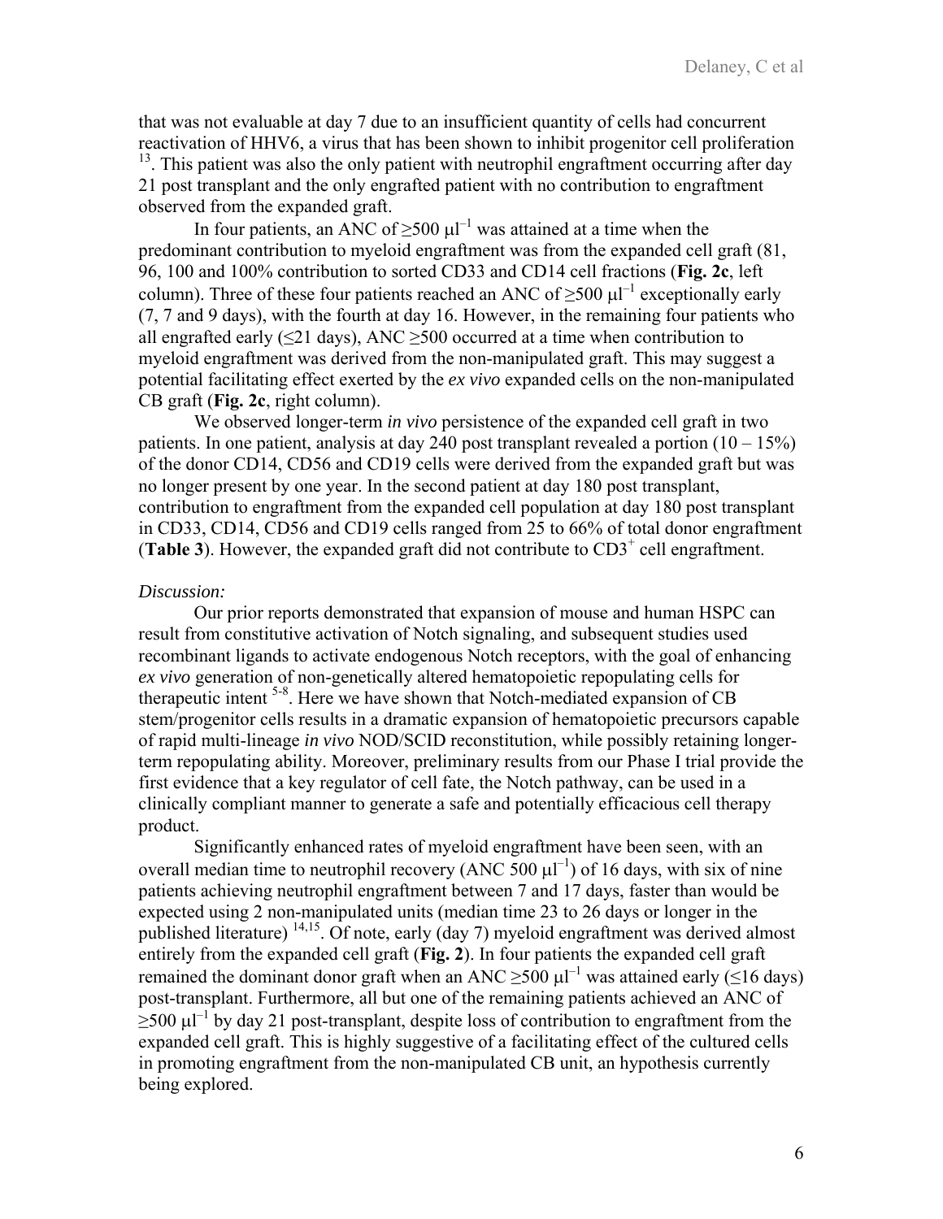that was not evaluable at day 7 due to an insufficient quantity of cells had concurrent reactivation of HHV6, a virus that has been shown to inhibit progenitor cell proliferation [13]. This patient was also the only patient with neutrophil engraftment occurring after day 21 post transplant and the only engrafted patient with no contribution to engraftment observed from the expanded graft.

In four patients, an ANC of $\geq 500\ \mu l^{-1}$ was attained at a time when the predominant contribution to myeloid engraftment was from the expanded cell graft (81, 96, 100 and 100% contribution to sorted CD33 and CD14 cell fractions (**Fig. 2c**, left column). Three of these four patients reached an ANC of $\geq 500\ \mu l^{-1}$ exceptionally early (7, 7 and 9 days), with the fourth at day 16. However, in the remaining four patients who all engrafted early ($\leq$21 days), ANC $\geq$500 occurred at a time when contribution to myeloid engraftment was derived from the non-manipulated graft. This may suggest a potential facilitating effect exerted by the *ex vivo* expanded cells on the non-manipulated CB graft (**Fig. 2c**, right column).

We observed longer-term *in vivo* persistence of the expanded cell graft in two patients. In one patient, analysis at day 240 post transplant revealed a portion (10 – 15%) of the donor CD14, CD56 and CD19 cells were derived from the expanded graft but was no longer present by one year. In the second patient at day 180 post transplant, contribution to engraftment from the expanded cell population at day 180 post transplant in CD33, CD14, CD56 and CD19 cells ranged from 25 to 66% of total donor engraftment (**Table 3**). However, the expanded graft did not contribute to $CD3^+$ cell engraftment.

*Discussion:*

Our prior reports demonstrated that expansion of mouse and human HSPC can result from constitutive activation of Notch signaling, and subsequent studies used recombinant ligands to activate endogenous Notch receptors, with the goal of enhancing *ex vivo* generation of non-genetically altered hematopoietic repopulating cells for therapeutic intent [5-8]. Here we have shown that Notch-mediated expansion of CB stem/progenitor cells results in a dramatic expansion of hematopoietic precursors capable of rapid multi-lineage *in vivo* NOD/SCID reconstitution, while possibly retaining longer-term repopulating ability. Moreover, preliminary results from our Phase I trial provide the first evidence that a key regulator of cell fate, the Notch pathway, can be used in a clinically compliant manner to generate a safe and potentially efficacious cell therapy product.

Significantly enhanced rates of myeloid engraftment have been seen, with an overall median time to neutrophil recovery (ANC 500 $\mu l^{-1}$) of 16 days, with six of nine patients achieving neutrophil engraftment between 7 and 17 days, faster than would be expected using 2 non-manipulated units (median time 23 to 26 days or longer in the published literature) [14,15]. Of note, early (day 7) myeloid engraftment was derived almost entirely from the expanded cell graft (**Fig. 2**). In four patients the expanded cell graft remained the dominant donor graft when an ANC $\geq 500\ \mu l^{-1}$ was attained early ($\leq$16 days) post-transplant. Furthermore, all but one of the remaining patients achieved an ANC of $\geq 500\ \mu l^{-1}$ by day 21 post-transplant, despite loss of contribution to engraftment from the expanded cell graft. This is highly suggestive of a facilitating effect of the cultured cells in promoting engraftment from the non-manipulated CB unit, an hypothesis currently being explored.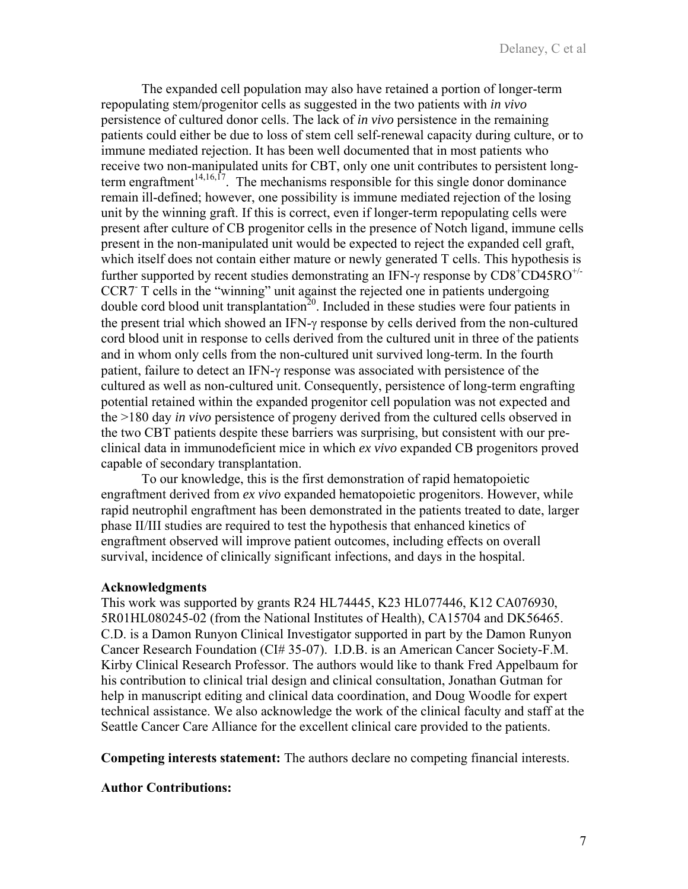The expanded cell population may also have retained a portion of longer-term repopulating stem/progenitor cells as suggested in the two patients with *in vivo* persistence of cultured donor cells. The lack of *in vivo* persistence in the remaining patients could either be due to loss of stem cell self-renewal capacity during culture, or to immune mediated rejection. It has been well documented that in most patients who receive two non-manipulated units for CBT, only one unit contributes to persistent long-term engraftment[14,16,17]. The mechanisms responsible for this single donor dominance remain ill-defined; however, one possibility is immune mediated rejection of the losing unit by the winning graft. If this is correct, even if longer-term repopulating cells were present after culture of CB progenitor cells in the presence of Notch ligand, immune cells present in the non-manipulated unit would be expected to reject the expanded cell graft, which itself does not contain either mature or newly generated T cells. This hypothesis is further supported by recent studies demonstrating an IFN-γ response by $CD8^+CD45RO^{+/-}$ $CCR7^-$ T cells in the "winning" unit against the rejected one in patients undergoing double cord blood unit transplantation[20]. Included in these studies were four patients in the present trial which showed an IFN-γ response by cells derived from the non-cultured cord blood unit in response to cells derived from the cultured unit in three of the patients and in whom only cells from the non-cultured unit survived long-term. In the fourth patient, failure to detect an IFN-γ response was associated with persistence of the cultured as well as non-cultured unit. Consequently, persistence of long-term engrafting potential retained within the expanded progenitor cell population was not expected and the >180 day *in vivo* persistence of progeny derived from the cultured cells observed in the two CBT patients despite these barriers was surprising, but consistent with our pre-clinical data in immunodeficient mice in which *ex vivo* expanded CB progenitors proved capable of secondary transplantation.

To our knowledge, this is the first demonstration of rapid hematopoietic engraftment derived from *ex vivo* expanded hematopoietic progenitors. However, while rapid neutrophil engraftment has been demonstrated in the patients treated to date, larger phase II/III studies are required to test the hypothesis that enhanced kinetics of engraftment observed will improve patient outcomes, including effects on overall survival, incidence of clinically significant infections, and days in the hospital.

**Acknowledgments**

This work was supported by grants R24 HL74445, K23 HL077446, K12 CA076930, 5R01HL080245-02 (from the National Institutes of Health), CA15704 and DK56465. C.D. is a Damon Runyon Clinical Investigator supported in part by the Damon Runyon Cancer Research Foundation (CI# 35-07). I.D.B. is an American Cancer Society-F.M. Kirby Clinical Research Professor. The authors would like to thank Fred Appelbaum for his contribution to clinical trial design and clinical consultation, Jonathan Gutman for help in manuscript editing and clinical data coordination, and Doug Woodle for expert technical assistance. We also acknowledge the work of the clinical faculty and staff at the Seattle Cancer Care Alliance for the excellent clinical care provided to the patients.

**Competing interests statement:** The authors declare no competing financial interests.

**Author Contributions:**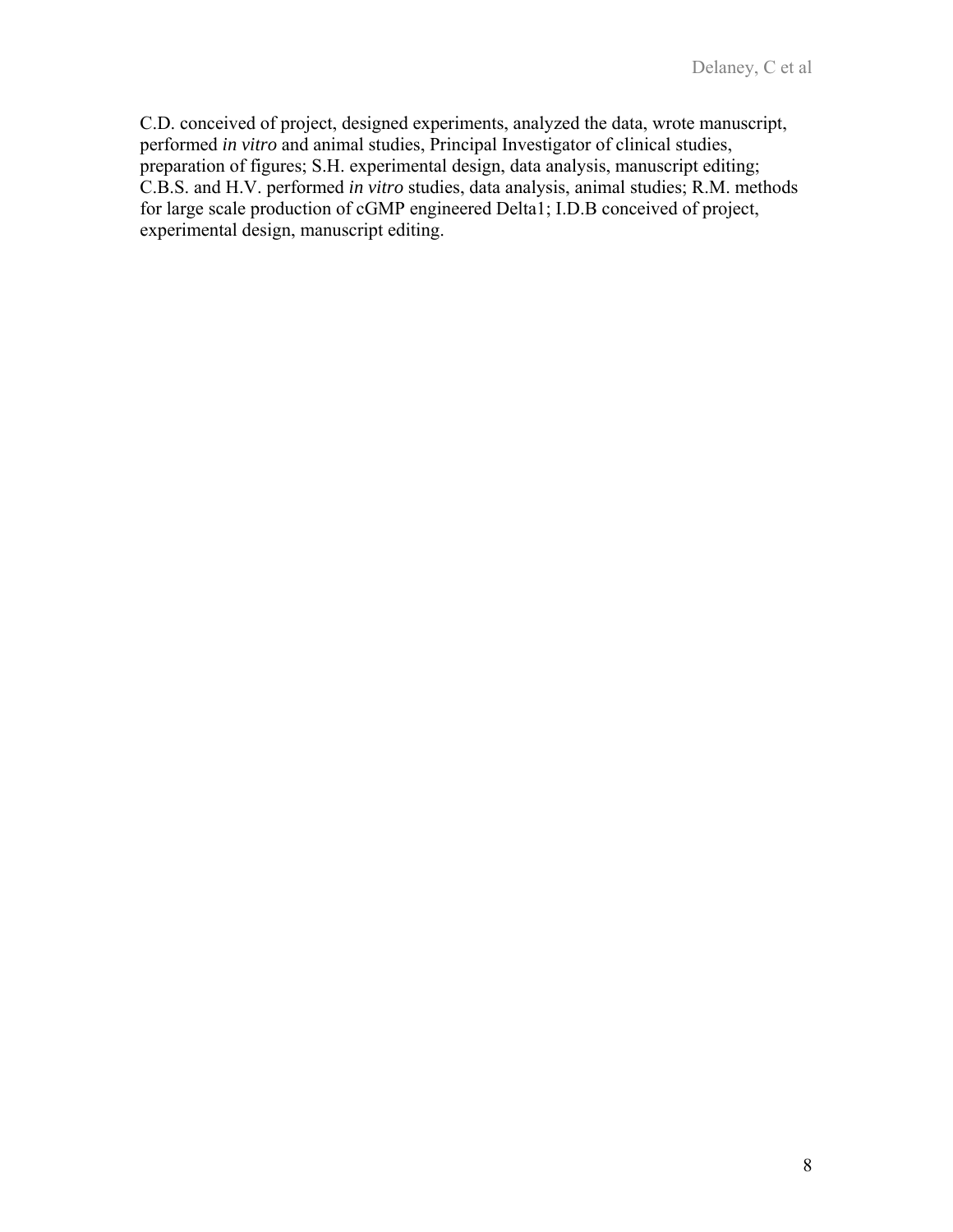C.D. conceived of project, designed experiments, analyzed the data, wrote manuscript, performed *in vitro* and animal studies, Principal Investigator of clinical studies, preparation of figures; S.H. experimental design, data analysis, manuscript editing; C.B.S. and H.V. performed *in vitro* studies, data analysis, animal studies; R.M. methods for large scale production of cGMP engineered Delta1; I.D.B conceived of project, experimental design, manuscript editing.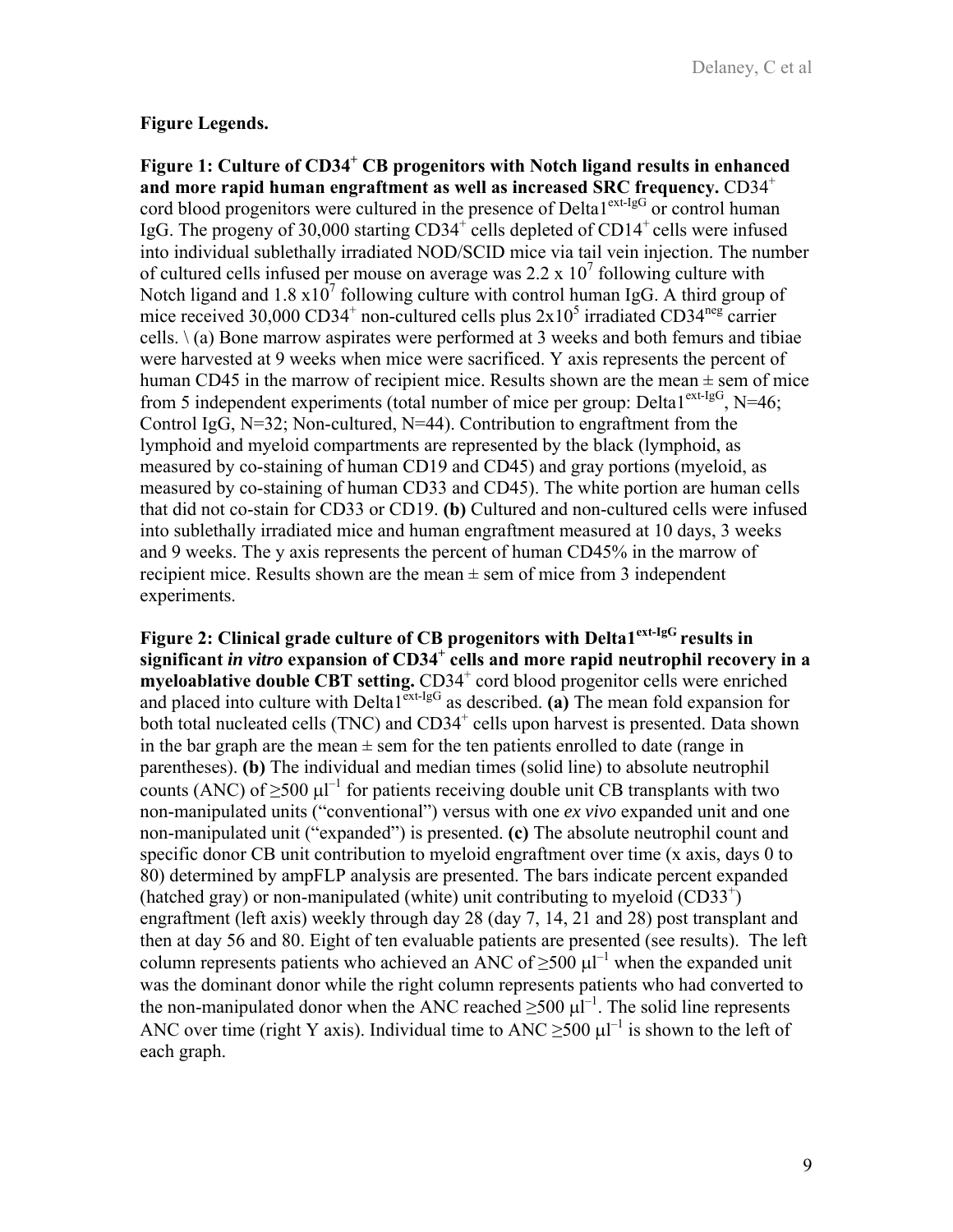**Figure Legends.**

**Figure 1: Culture of CD34$^+$ CB progenitors with Notch ligand results in enhanced and more rapid human engraftment as well as increased SRC frequency.** CD34$^+$ cord blood progenitors were cultured in the presence of Delta1$^{ext\text{-}IgG}$ or control human IgG. The progeny of 30,000 starting CD34$^+$ cells depleted of CD14$^+$ cells were infused into individual sublethally irradiated NOD/SCID mice via tail vein injection. The number of cultured cells infused per mouse on average was $2.2 \times 10^7$ following culture with Notch ligand and $1.8 \times 10^7$ following culture with control human IgG. A third group of mice received 30,000 CD34$^+$ non-cultured cells plus $2 \times 10^5$ irradiated CD34$^{neg}$ carrier cells. \ (a) Bone marrow aspirates were performed at 3 weeks and both femurs and tibiae were harvested at 9 weeks when mice were sacrificed. Y axis represents the percent of human CD45 in the marrow of recipient mice. Results shown are the mean ± sem of mice from 5 independent experiments (total number of mice per group: Delta1$^{ext\text{-}IgG}$, N=46; Control IgG, N=32; Non-cultured, N=44). Contribution to engraftment from the lymphoid and myeloid compartments are represented by the black (lymphoid, as measured by co-staining of human CD19 and CD45) and gray portions (myeloid, as measured by co-staining of human CD33 and CD45). The white portion are human cells that did not co-stain for CD33 or CD19. **(b)** Cultured and non-cultured cells were infused into sublethally irradiated mice and human engraftment measured at 10 days, 3 weeks and 9 weeks. The y axis represents the percent of human CD45% in the marrow of recipient mice. Results shown are the mean ± sem of mice from 3 independent experiments.

**Figure 2: Clinical grade culture of CB progenitors with Delta1$^{ext\text{-}IgG}$ results in significant *in vitro* expansion of CD34$^+$ cells and more rapid neutrophil recovery in a myeloablative double CBT setting.** CD34$^+$ cord blood progenitor cells were enriched and placed into culture with Delta1$^{ext\text{-}IgG}$ as described. **(a)** The mean fold expansion for both total nucleated cells (TNC) and CD34$^+$ cells upon harvest is presented. Data shown in the bar graph are the mean ± sem for the ten patients enrolled to date (range in parentheses). **(b)** The individual and median times (solid line) to absolute neutrophil counts (ANC) of $\geq 500\ \mu l^{-1}$ for patients receiving double unit CB transplants with two non-manipulated units ("conventional") versus with one *ex vivo* expanded unit and one non-manipulated unit ("expanded") is presented. **(c)** The absolute neutrophil count and specific donor CB unit contribution to myeloid engraftment over time (x axis, days 0 to 80) determined by ampFLP analysis are presented. The bars indicate percent expanded (hatched gray) or non-manipulated (white) unit contributing to myeloid (CD33$^+$) engraftment (left axis) weekly through day 28 (day 7, 14, 21 and 28) post transplant and then at day 56 and 80. Eight of ten evaluable patients are presented (see results). The left column represents patients who achieved an ANC of $\geq 500\ \mu l^{-1}$ when the expanded unit was the dominant donor while the right column represents patients who had converted to the non-manipulated donor when the ANC reached $\geq 500\ \mu l^{-1}$. The solid line represents ANC over time (right Y axis). Individual time to ANC $\geq 500\ \mu l^{-1}$ is shown to the left of each graph.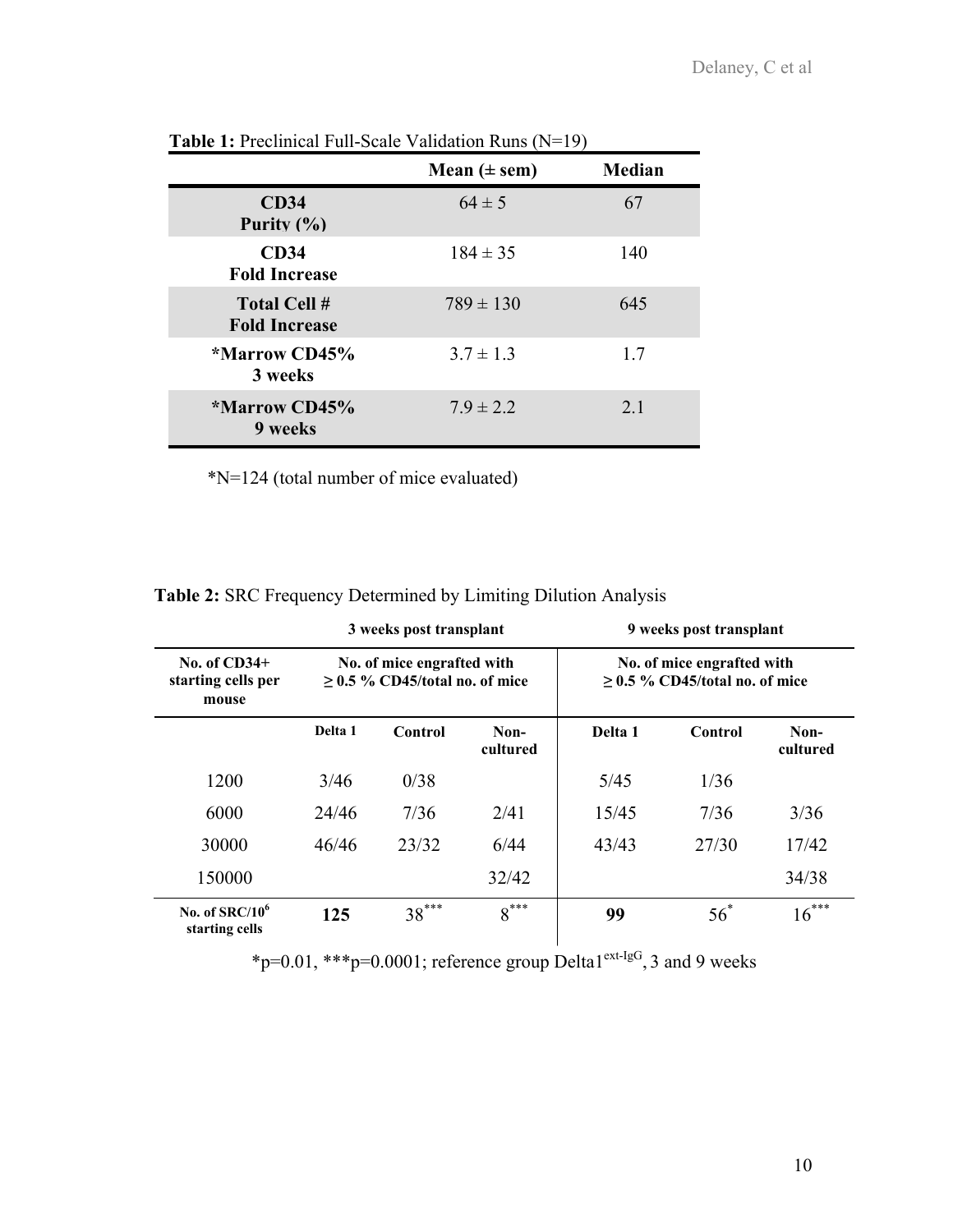**Table 1:** Preclinical Full-Scale Validation Runs (N=19)

| | Mean (± sem) | Median |
|---|---|---|
| **CD34 Purity (%)** | 64 ± 5 | 67 |
| **CD34 Fold Increase** | 184 ± 35 | 140 |
| **Total Cell # Fold Increase** | 789 ± 130 | 645 |
| ***Marrow CD45% 3 weeks** | 3.7 ± 1.3 | 1.7 |
| ***Marrow CD45% 9 weeks** | 7.9 ± 2.2 | 2.1 |

*N=124 (total number of mice evaluated)

**Table 2:** SRC Frequency Determined by Limiting Dilution Analysis

| | **3 weeks post transplant** | | | **9 weeks post transplant** | | |
|---|---|---|---|---|---|---|
| **No. of CD34+ starting cells per mouse** | **No. of mice engrafted with ≥ 0.5 % CD45/total no. of mice** | | | **No. of mice engrafted with ≥ 0.5 % CD45/total no. of mice** | | |
| | **Delta 1** | **Control** | **Non-cultured** | **Delta 1** | **Control** | **Non-cultured** |
| 1200 | 3/46 | 0/38 | | 5/45 | 1/36 | |
| 6000 | 24/46 | 7/36 | 2/41 | 15/45 | 7/36 | 3/36 |
| 30000 | 46/46 | 23/32 | 6/44 | 43/43 | 27/30 | 17/42 |
| 150000 | | | 32/42 | | | 34/38 |
| **No. of SRC/$10^6$ starting cells** | **125** | $38^{***}$ | $8^{***}$ | **99** | $56^{*}$ | $16^{***}$ |

*p=0.01, ***p=0.0001; reference group Delta1$^{ext\text{-}IgG}$, 3 and 9 weeks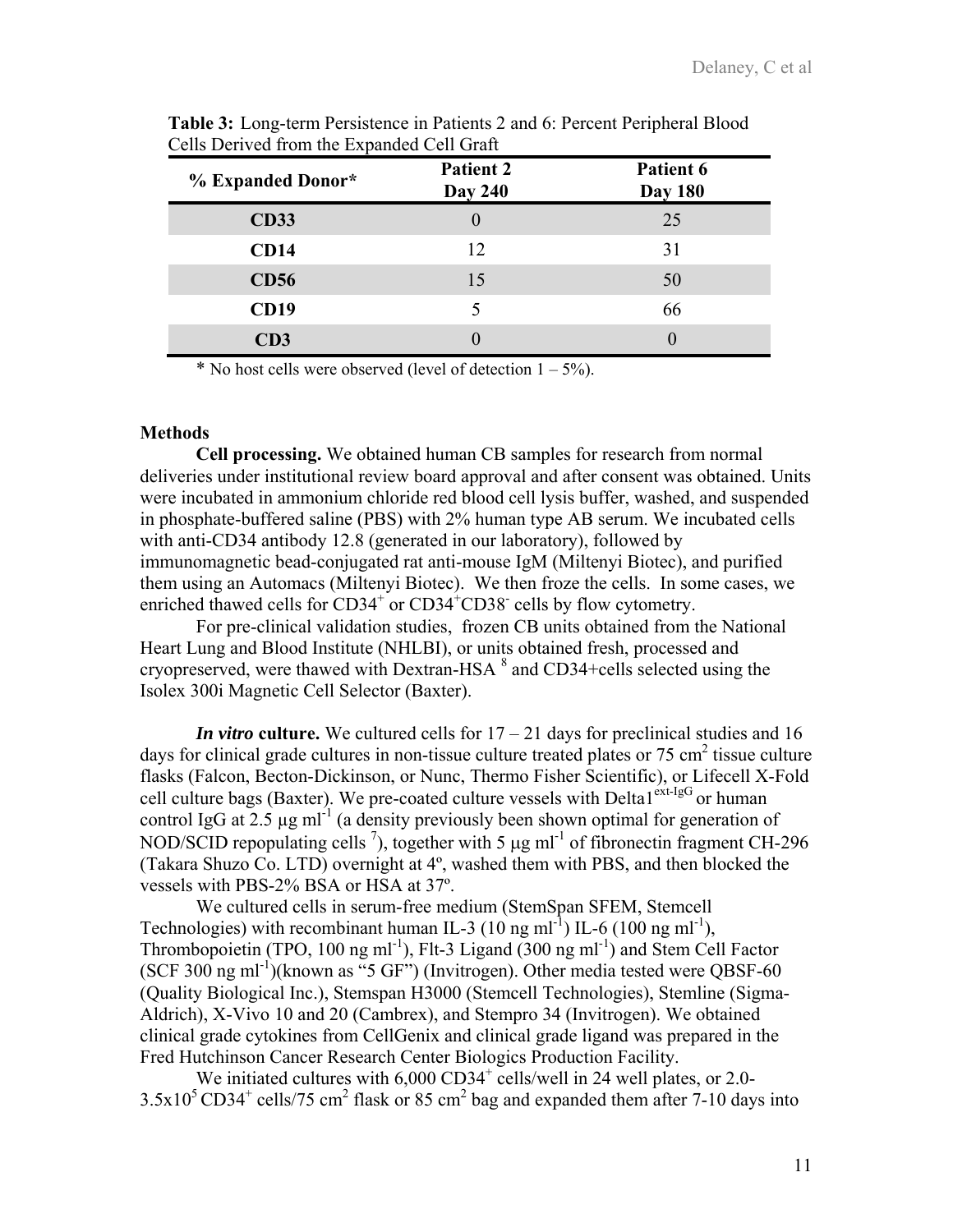**Table 3:** Long-term Persistence in Patients 2 and 6: Percent Peripheral Blood Cells Derived from the Expanded Cell Graft

| % Expanded Donor* | Patient 2 Day 240 | Patient 6 Day 180 |
|---|---|---|
| **CD33** | 0 | 25 |
| **CD14** | 12 | 31 |
| **CD56** | 15 | 50 |
| **CD19** | 5 | 66 |
| **CD3** | 0 | 0 |

\* No host cells were observed (level of detection 1 – 5%).

## Methods

**Cell processing.** We obtained human CB samples for research from normal deliveries under institutional review board approval and after consent was obtained. Units were incubated in ammonium chloride red blood cell lysis buffer, washed, and suspended in phosphate-buffered saline (PBS) with 2% human type AB serum. We incubated cells with anti-CD34 antibody 12.8 (generated in our laboratory), followed by immunomagnetic bead-conjugated rat anti-mouse IgM (Miltenyi Biotec), and purified them using an Automacs (Miltenyi Biotec). We then froze the cells. In some cases, we enriched thawed cells for $CD34^+$ or $CD34^+CD38^-$ cells by flow cytometry.

For pre-clinical validation studies, frozen CB units obtained from the National Heart Lung and Blood Institute (NHLBI), or units obtained fresh, processed and cryopreserved, were thawed with Dextran-HSA [8] and CD34+cells selected using the Isolex 300i Magnetic Cell Selector (Baxter).

***In vitro* culture.** We cultured cells for 17 – 21 days for preclinical studies and 16 days for clinical grade cultures in non-tissue culture treated plates or 75 $cm^2$ tissue culture flasks (Falcon, Becton-Dickinson, or Nunc, Thermo Fisher Scientific), or Lifecell X-Fold cell culture bags (Baxter). We pre-coated culture vessels with $Delta1^{ext-IgG}$ or human control IgG at 2.5 $\mu g\ ml^{-1}$ (a density previously been shown optimal for generation of NOD/SCID repopulating cells [7]), together with 5 $\mu g\ ml^{-1}$ of fibronectin fragment CH-296 (Takara Shuzo Co. LTD) overnight at 4º, washed them with PBS, and then blocked the vessels with PBS-2% BSA or HSA at 37º.

We cultured cells in serum-free medium (StemSpan SFEM, Stemcell Technologies) with recombinant human IL-3 (10 $ng\ ml^{-1}$) IL-6 (100 $ng\ ml^{-1}$), Thrombopoietin (TPO, 100 $ng\ ml^{-1}$), Flt-3 Ligand (300 $ng\ ml^{-1}$) and Stem Cell Factor (SCF 300 $ng\ ml^{-1}$)(known as "5 GF") (Invitrogen). Other media tested were QBSF-60 (Quality Biological Inc.), Stemspan H3000 (Stemcell Technologies), Stemline (Sigma-Aldrich), X-Vivo 10 and 20 (Cambrex), and Stempro 34 (Invitrogen). We obtained clinical grade cytokines from CellGenix and clinical grade ligand was prepared in the Fred Hutchinson Cancer Research Center Biologics Production Facility.

We initiated cultures with 6,000 $CD34^+$ cells/well in 24 well plates, or 2.0-$3.5 \times 10^5$ $CD34^+$ cells/75 $cm^2$ flask or 85 $cm^2$ bag and expanded them after 7-10 days into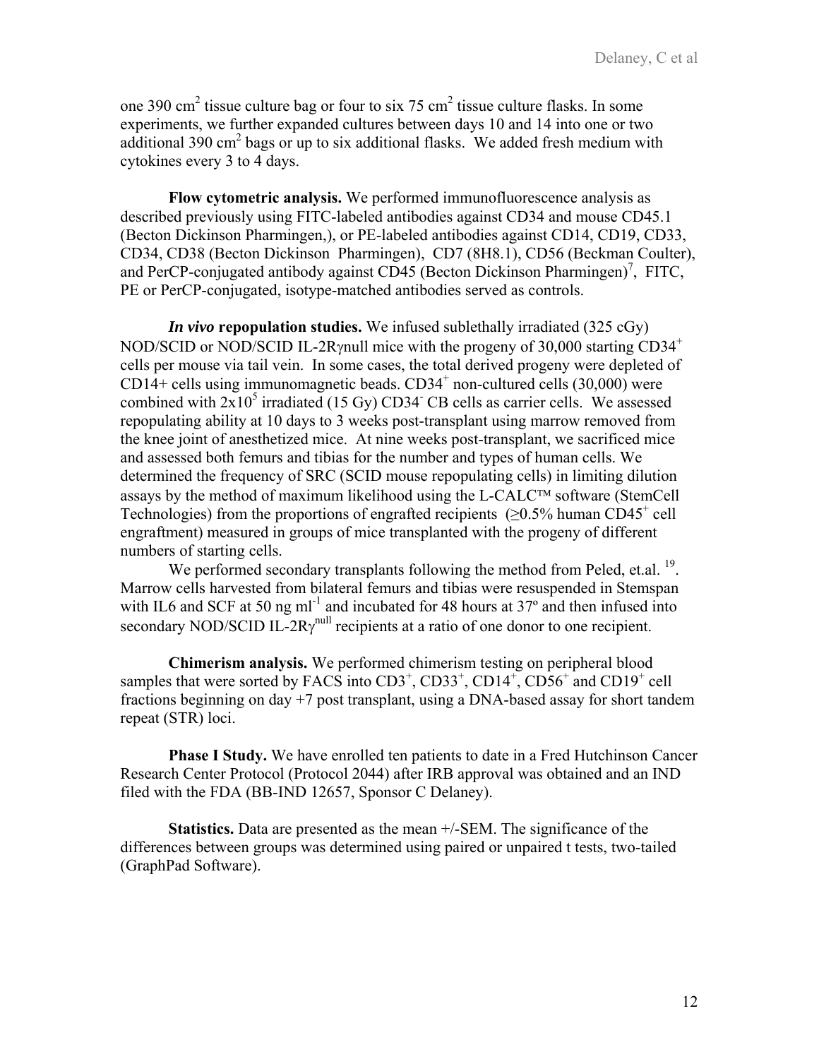one 390 $cm^2$ tissue culture bag or four to six 75 $cm^2$ tissue culture flasks. In some experiments, we further expanded cultures between days 10 and 14 into one or two additional 390 $cm^2$ bags or up to six additional flasks. We added fresh medium with cytokines every 3 to 4 days.

**Flow cytometric analysis.** We performed immunofluorescence analysis as described previously using FITC-labeled antibodies against CD34 and mouse CD45.1 (Becton Dickinson Pharmingen,), or PE-labeled antibodies against CD14, CD19, CD33, CD34, CD38 (Becton Dickinson Pharmingen), CD7 (8H8.1), CD56 (Beckman Coulter), and PerCP-conjugated antibody against CD45 (Becton Dickinson Pharmingen)[7], FITC, PE or PerCP-conjugated, isotype-matched antibodies served as controls.

***In vivo* repopulation studies.** We infused sublethally irradiated (325 cGy) NOD/SCID or NOD/SCID IL-2Rγnull mice with the progeny of 30,000 starting $CD34^+$ cells per mouse via tail vein. In some cases, the total derived progeny were depleted of CD14+ cells using immunomagnetic beads. $CD34^+$ non-cultured cells (30,000) were combined with $2x10^5$ irradiated (15 Gy) $CD34^-$ CB cells as carrier cells. We assessed repopulating ability at 10 days to 3 weeks post-transplant using marrow removed from the knee joint of anesthetized mice. At nine weeks post-transplant, we sacrificed mice and assessed both femurs and tibias for the number and types of human cells. We determined the frequency of SRC (SCID mouse repopulating cells) in limiting dilution assays by the method of maximum likelihood using the L-CALC™ software (StemCell Technologies) from the proportions of engrafted recipients ($\geq$0.5% human $CD45^+$ cell engraftment) measured in groups of mice transplanted with the progeny of different numbers of starting cells.

We performed secondary transplants following the method from Peled, et.al. [19]. Marrow cells harvested from bilateral femurs and tibias were resuspended in Stemspan with IL6 and SCF at 50 ng $ml^{-1}$ and incubated for 48 hours at 37º and then infused into secondary NOD/SCID IL-$2R\gamma^{null}$ recipients at a ratio of one donor to one recipient.

**Chimerism analysis.** We performed chimerism testing on peripheral blood samples that were sorted by FACS into $CD3^+$, $CD33^+$, $CD14^+$, $CD56^+$ and $CD19^+$ cell fractions beginning on day +7 post transplant, using a DNA-based assay for short tandem repeat (STR) loci.

**Phase I Study.** We have enrolled ten patients to date in a Fred Hutchinson Cancer Research Center Protocol (Protocol 2044) after IRB approval was obtained and an IND filed with the FDA (BB-IND 12657, Sponsor C Delaney).

**Statistics.** Data are presented as the mean +/-SEM. The significance of the differences between groups was determined using paired or unpaired t tests, two-tailed (GraphPad Software).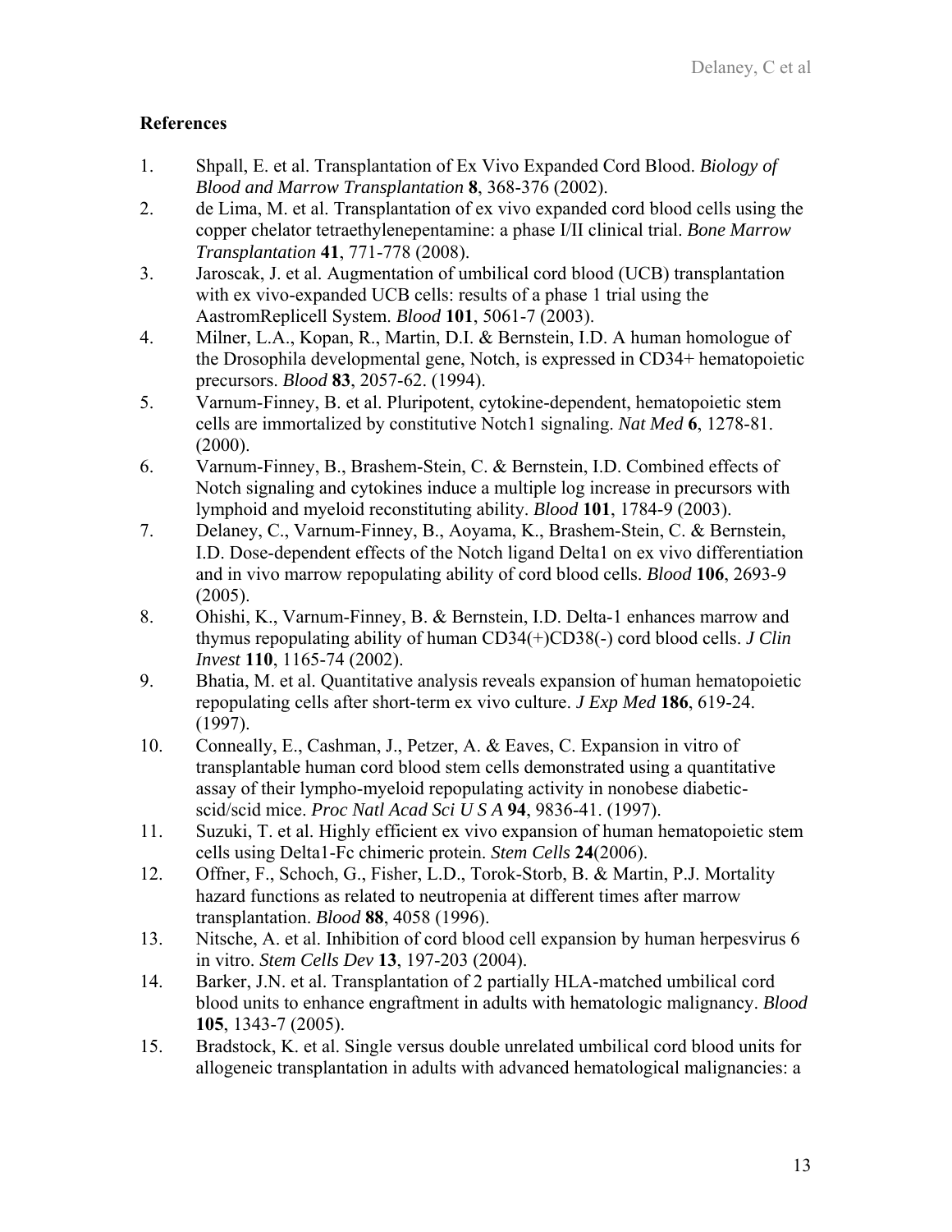**References**

1. Shpall, E. et al. Transplantation of Ex Vivo Expanded Cord Blood. *Biology of Blood and Marrow Transplantation* **8**, 368-376 (2002).
2. de Lima, M. et al. Transplantation of ex vivo expanded cord blood cells using the copper chelator tetraethylenepentamine: a phase I/II clinical trial. *Bone Marrow Transplantation* **41**, 771-778 (2008).
3. Jaroscak, J. et al. Augmentation of umbilical cord blood (UCB) transplantation with ex vivo-expanded UCB cells: results of a phase 1 trial using the AastromReplicell System. *Blood* **101**, 5061-7 (2003).
4. Milner, L.A., Kopan, R., Martin, D.I. & Bernstein, I.D. A human homologue of the Drosophila developmental gene, Notch, is expressed in CD34+ hematopoietic precursors. *Blood* **83**, 2057-62. (1994).
5. Varnum-Finney, B. et al. Pluripotent, cytokine-dependent, hematopoietic stem cells are immortalized by constitutive Notch1 signaling. *Nat Med* **6**, 1278-81. (2000).
6. Varnum-Finney, B., Brashem-Stein, C. & Bernstein, I.D. Combined effects of Notch signaling and cytokines induce a multiple log increase in precursors with lymphoid and myeloid reconstituting ability. *Blood* **101**, 1784-9 (2003).
7. Delaney, C., Varnum-Finney, B., Aoyama, K., Brashem-Stein, C. & Bernstein, I.D. Dose-dependent effects of the Notch ligand Delta1 on ex vivo differentiation and in vivo marrow repopulating ability of cord blood cells. *Blood* **106**, 2693-9 (2005).
8. Ohishi, K., Varnum-Finney, B. & Bernstein, I.D. Delta-1 enhances marrow and thymus repopulating ability of human CD34(+)CD38(-) cord blood cells. *J Clin Invest* **110**, 1165-74 (2002).
9. Bhatia, M. et al. Quantitative analysis reveals expansion of human hematopoietic repopulating cells after short-term ex vivo culture. *J Exp Med* **186**, 619-24. (1997).
10. Conneally, E., Cashman, J., Petzer, A. & Eaves, C. Expansion in vitro of transplantable human cord blood stem cells demonstrated using a quantitative assay of their lympho-myeloid repopulating activity in nonobese diabetic-scid/scid mice. *Proc Natl Acad Sci U S A* **94**, 9836-41. (1997).
11. Suzuki, T. et al. Highly efficient ex vivo expansion of human hematopoietic stem cells using Delta1-Fc chimeric protein. *Stem Cells* **24**(2006).
12. Offner, F., Schoch, G., Fisher, L.D., Torok-Storb, B. & Martin, P.J. Mortality hazard functions as related to neutropenia at different times after marrow transplantation. *Blood* **88**, 4058 (1996).
13. Nitsche, A. et al. Inhibition of cord blood cell expansion by human herpesvirus 6 in vitro. *Stem Cells Dev* **13**, 197-203 (2004).
14. Barker, J.N. et al. Transplantation of 2 partially HLA-matched umbilical cord blood units to enhance engraftment in adults with hematologic malignancy. *Blood* **105**, 1343-7 (2005).
15. Bradstock, K. et al. Single versus double unrelated umbilical cord blood units for allogeneic transplantation in adults with advanced hematological malignancies: a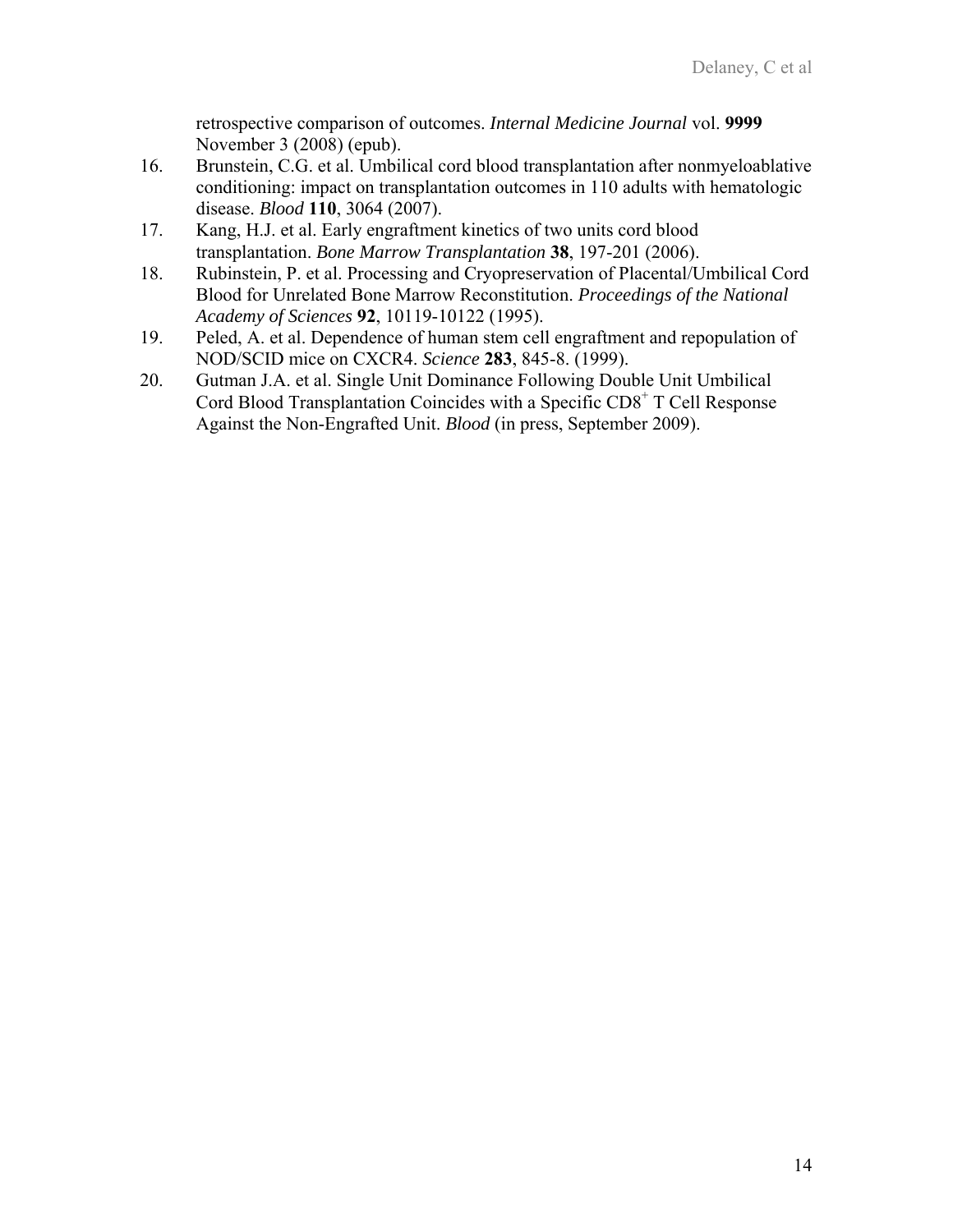retrospective comparison of outcomes. *Internal Medicine Journal* vol. **9999** November 3 (2008) (epub).

16. Brunstein, C.G. et al. Umbilical cord blood transplantation after nonmyeloablative conditioning: impact on transplantation outcomes in 110 adults with hematologic disease. *Blood* **110**, 3064 (2007).
17. Kang, H.J. et al. Early engraftment kinetics of two units cord blood transplantation. *Bone Marrow Transplantation* **38**, 197-201 (2006).
18. Rubinstein, P. et al. Processing and Cryopreservation of Placental/Umbilical Cord Blood for Unrelated Bone Marrow Reconstitution. *Proceedings of the National Academy of Sciences* **92**, 10119-10122 (1995).
19. Peled, A. et al. Dependence of human stem cell engraftment and repopulation of NOD/SCID mice on CXCR4. *Science* **283**, 845-8. (1999).
20. Gutman J.A. et al. Single Unit Dominance Following Double Unit Umbilical Cord Blood Transplantation Coincides with a Specific $CD8^+$ T Cell Response Against the Non-Engrafted Unit. *Blood* (in press, September 2009).